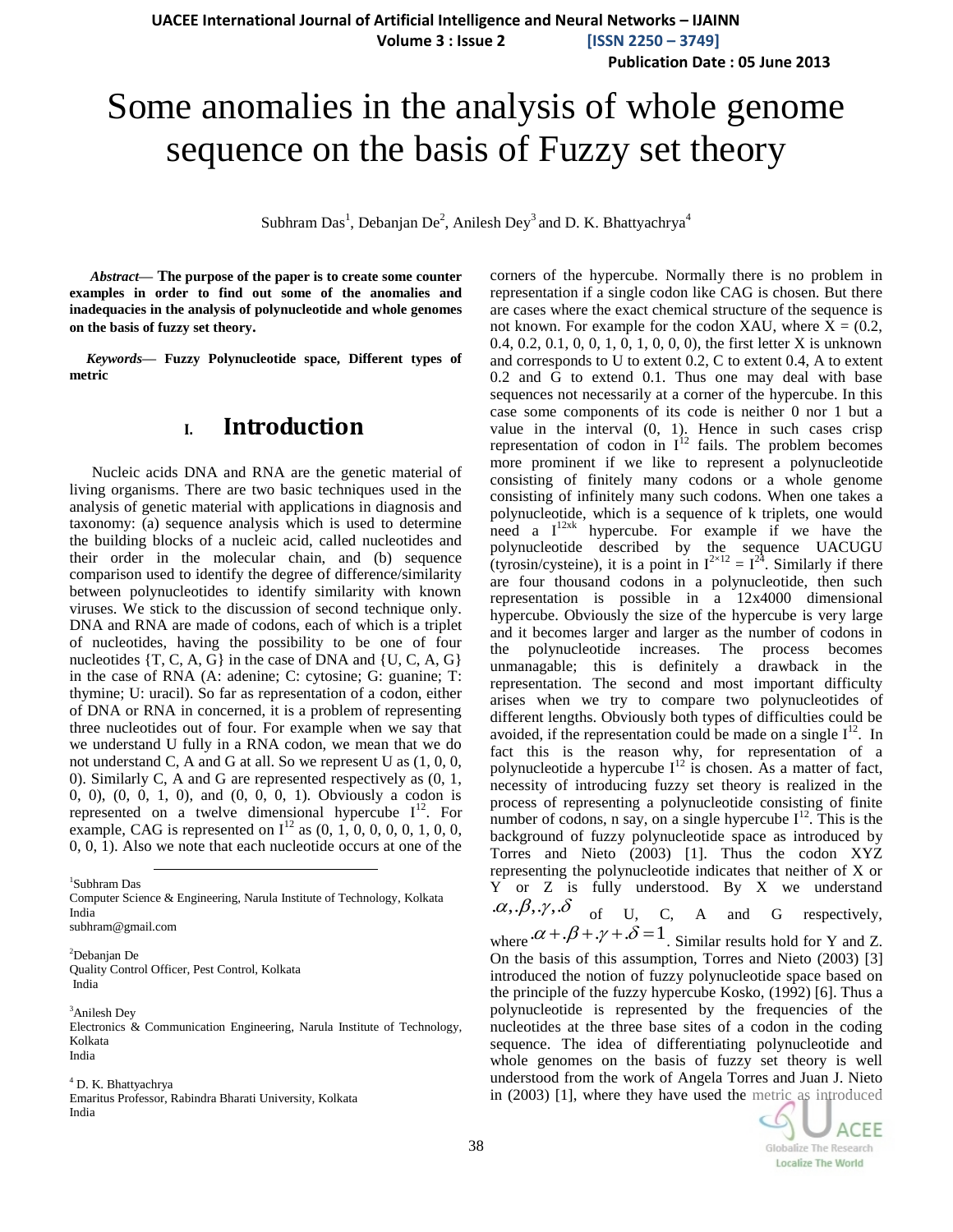# Some anomalies in the analysis of whole genome sequence on the basis of Fuzzy set theory

Subhram Das[1], Debanjan De[2], Anilesh Dey[3] and D. K. Bhattyachrya[4]

***Abstract*— The purpose of the paper is to create some counter examples in order to find out some of the anomalies and inadequacies in the analysis of polynucleotide and whole genomes on the basis of fuzzy set theory.**

***Keywords*— Fuzzy Polynucleotide space, Different types of metric**

## I. Introduction

Nucleic acids DNA and RNA are the genetic material of living organisms. There are two basic techniques used in the analysis of genetic material with applications in diagnosis and taxonomy: (a) sequence analysis which is used to determine the building blocks of a nucleic acid, called nucleotides and their order in the molecular chain, and (b) sequence comparison used to identify the degree of difference/similarity between polynucleotides to identify similarity with known viruses. We stick to the discussion of second technique only. DNA and RNA are made of codons, each of which is a triplet of nucleotides, having the possibility to be one of four nucleotides {T, C, A, G} in the case of DNA and {U, C, A, G} in the case of RNA (A: adenine; C: cytosine; G: guanine; T: thymine; U: uracil). So far as representation of a codon, either of DNA or RNA in concerned, it is a problem of representing three nucleotides out of four. For example when we say that we understand U fully in a RNA codon, we mean that we do not understand C, A and G at all. So we represent U as (1, 0, 0, 0). Similarly C, A and G are represented respectively as (0, 1, 0, 0), (0, 0, 1, 0), and (0, 0, 0, 1). Obviously a codon is represented on a twelve dimensional hypercube $I^{12}$. For example, CAG is represented on $I^{12}$ as (0, 1, 0, 0, 0, 0, 1, 0, 0, 0, 0, 1). Also we note that each nucleotide occurs at one of the corners of the hypercube. Normally there is no problem in representation if a single codon like CAG is chosen. But there are cases where the exact chemical structure of the sequence is not known. For example for the codon XAU, where X = (0.2, 0.4, 0.2, 0.1, 0, 0, 1, 0, 1, 0, 0, 0), the first letter X is unknown and corresponds to U to extent 0.2, C to extent 0.4, A to extent 0.2 and G to extend 0.1. Thus one may deal with base sequences not necessarily at a corner of the hypercube. In this case some components of its code is neither 0 nor 1 but a value in the interval (0, 1). Hence in such cases crisp representation of codon in $I^{12}$ fails. The problem becomes more prominent if we like to represent a polynucleotide consisting of finitely many codons or a whole genome consisting of infinitely many such codons. When one takes a polynucleotide, which is a sequence of k triplets, one would need a $I^{12xk}$ hypercube. For example if we have the polynucleotide described by the sequence UACUGU (tyrosin/cysteine), it is a point in $I^{2\times 12} = I^{24}$. Similarly if there are four thousand codons in a polynucleotide, then such representation is possible in a 12x4000 dimensional hypercube. Obviously the size of the hypercube is very large and it becomes larger and larger as the number of codons in the polynucleotide increases. The process becomes unmanagable; this is definitely a drawback in the representation. The second and most important difficulty arises when we try to compare two polynucleotides of different lengths. Obviously both types of difficulties could be avoided, if the representation could be made on a single $I^{12}$. In fact this is the reason why, for representation of a polynucleotide a hypercube $I^{12}$ is chosen. As a matter of fact, necessity of introducing fuzzy set theory is realized in the process of representing a polynucleotide consisting of finite number of codons, n say, on a single hypercube $I^{12}$. This is the background of fuzzy polynucleotide space as introduced by Torres and Nieto (2003) [1]. Thus the codon XYZ representing the polynucleotide indicates that neither of X or Y or Z is fully understood. By X we understand $\alpha, \beta, \gamma, \delta$ of U, C, A and G respectively, where $\alpha + \beta + \gamma + \delta = 1$. Similar results hold for Y and Z. On the basis of this assumption, Torres and Nieto (2003) [3] introduced the notion of fuzzy polynucleotide space based on the principle of the fuzzy hypercube Kosko, (1992) [6]. Thus a polynucleotide is represented by the frequencies of the nucleotides at the three base sites of a codon in the coding sequence. The idea of differentiating polynucleotide and whole genomes on the basis of fuzzy set theory is well understood from the work of Angela Torres and Juan J. Nieto in (2003) [1], where they have used the metric as introduced

---

[1] Subhram Das
Computer Science & Engineering, Narula Institute of Technology, Kolkata
India
subhram@gmail.com

[2] Debanjan De
Quality Control Officer, Pest Control, Kolkata
India

[3] Anilesh Dey
Electronics & Communication Engineering, Narula Institute of Technology, Kolkata
India

[4] D. K. Bhattyachrya
Emaritus Professor, Rabindra Bharati University, Kolkata
India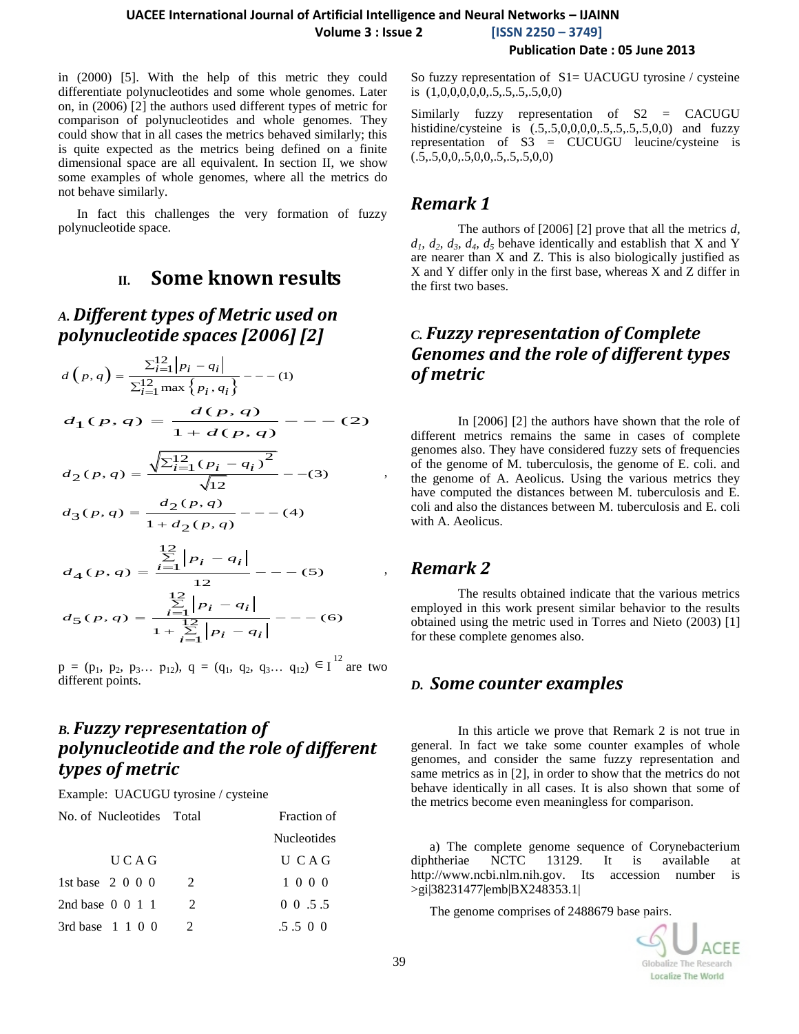in (2000) [5]. With the help of this metric they could differentiate polynucleotides and some whole genomes. Later on, in (2006) [2] the authors used different types of metric for comparison of polynucleotides and whole genomes. They could show that in all cases the metrics behaved similarly; this is quite expected as the metrics being defined on a finite dimensional space are all equivalent. In section II, we show some examples of whole genomes, where all the metrics do not behave similarly.

In fact this challenges the very formation of fuzzy polynucleotide space.

## II. Some known results

### A. Different types of Metric used on polynucleotide spaces [2006] [2]

$$d(p,q) = \frac{\sum_{i=1}^{12} |p_i - q_i|}{\sum_{i=1}^{12} \max\{p_i, q_i\}} \quad --- (1)$$

$$d_1(p,q) = \frac{d(p,q)}{1 + d(p,q)} \quad --- (2)$$

$$d_2(p,q) = \frac{\sqrt{\sum_{i=1}^{12} (p_i - q_i)^2}}{\sqrt{12}} \quad --(3)$$

$$d_3(p,q) = \frac{d_2(p,q)}{1 + d_2(p,q)} \quad --- (4)$$

$$d_4(p,q) = \frac{\sum_{i=1}^{12} |p_i - q_i|}{12} \quad --- (5)$$

$$d_5(p,q) = \frac{\sum_{i=1}^{12} |p_i - q_i|}{1 + \sum_{i=1}^{12} |p_i - q_i|} \quad --- (6)$$

$p = (p_1, p_2, p_3 \ldots p_{12})$, $q = (q_1, q_2, q_3 \ldots q_{12}) \in I^{12}$ are two different points.

### B. Fuzzy representation of polynucleotide and the role of different types of metric

Example: UACUGU tyrosine / cysteine

| No. of Nucleotides | Total | Fraction of Nucleotides |
|---|---|---|
| U C A G | | U C A G |
| 1st base 2 0 0 0 | 2 | 1 0 0 0 |
| 2nd base 0 0 1 1 | 2 | 0 0 .5 .5 |
| 3rd base 1 1 0 0 | 2 | .5 .5 0 0 |

So fuzzy representation of S1= UACUGU tyrosine / cysteine is (1,0,0,0,0,0,.5,.5,.5,.5,0,0)

Similarly fuzzy representation of S2 = CACUGU histidine/cysteine is (.5,.5,0,0,0,0,.5,.5,.5,.5,0,0) and fuzzy representation of S3 = CUCUGU leucine/cysteine is (.5,.5,0,0,.5,0,0,.5,.5,.5,0,0)

### Remark 1

The authors of [2006] [2] prove that all the metrics $d$, $d_1$, $d_2$, $d_3$, $d_4$, $d_5$ behave identically and establish that X and Y are nearer than X and Z. This is also biologically justified as X and Y differ only in the first base, whereas X and Z differ in the first two bases.

### C. Fuzzy representation of Complete Genomes and the role of different types of metric

In [2006] [2] the authors have shown that the role of different metrics remains the same in cases of complete genomes also. They have considered fuzzy sets of frequencies of the genome of M. tuberculosis, the genome of E. coli. and the genome of A. Aeolicus. Using the various metrics they have computed the distances between M. tuberculosis and E. coli and also the distances between M. tuberculosis and E. coli with A. Aeolicus.

### Remark 2

The results obtained indicate that the various metrics employed in this work present similar behavior to the results obtained using the metric used in Torres and Nieto (2003) [1] for these complete genomes also.

### D. Some counter examples

In this article we prove that Remark 2 is not true in general. In fact we take some counter examples of whole genomes, and consider the same fuzzy representation and same metrics as in [2], in order to show that the metrics do not behave identically in all cases. It is also shown that some of the metrics become even meaningless for comparison.

a) The complete genome sequence of Corynebacterium diphtheriae NCTC 13129. It is available at http://www.ncbi.nlm.nih.gov. Its accession number is >gi|38231477|emb|BX248353.1|

The genome comprises of 2488679 base pairs.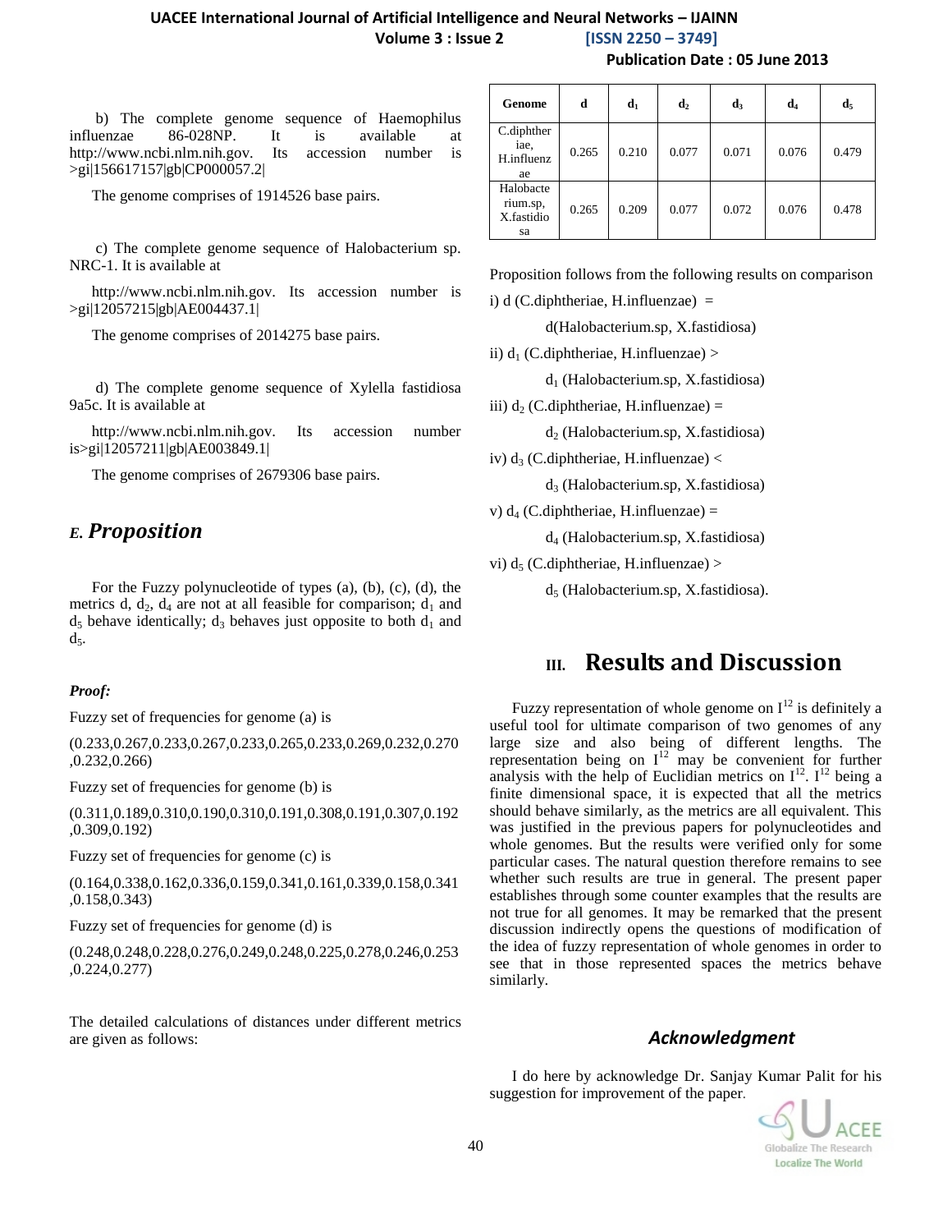b) The complete genome sequence of Haemophilus influenzae 86-028NP. It is available at http://www.ncbi.nlm.nih.gov. Its accession number is >gi|156617157|gb|CP000057.2|

The genome comprises of 1914526 base pairs.

c) The complete genome sequence of Halobacterium sp. NRC-1. It is available at

http://www.ncbi.nlm.nih.gov. Its accession number is >gi|12057215|gb|AE004437.1|

The genome comprises of 2014275 base pairs.

d) The complete genome sequence of Xylella fastidiosa 9a5c. It is available at

http://www.ncbi.nlm.nih.gov. Its accession number is>gi|12057211|gb|AE003849.1|

The genome comprises of 2679306 base pairs.

### *E. Proposition*

For the Fuzzy polynucleotide of types (a), (b), (c), (d), the metrics d, $d_2$, $d_4$ are not at all feasible for comparison; $d_1$ and $d_5$ behave identically; $d_3$ behaves just opposite to both $d_1$ and $d_5$.

***Proof:***

Fuzzy set of frequencies for genome (a) is

(0.233,0.267,0.233,0.267,0.233,0.265,0.233,0.269,0.232,0.270,0.232,0.266)

Fuzzy set of frequencies for genome (b) is

(0.311,0.189,0.310,0.190,0.310,0.191,0.308,0.191,0.307,0.192,0.309,0.192)

Fuzzy set of frequencies for genome (c) is

(0.164,0.338,0.162,0.336,0.159,0.341,0.161,0.339,0.158,0.341,0.158,0.343)

Fuzzy set of frequencies for genome (d) is

(0.248,0.248,0.228,0.276,0.249,0.248,0.225,0.278,0.246,0.253,0.224,0.277)

The detailed calculations of distances under different metrics are given as follows:

| Genome | d | $d_1$ | $d_2$ | $d_3$ | $d_4$ | $d_5$ |
|---|---|---|---|---|---|---|
| C.diphtheriae, H.influenzae | 0.265 | 0.210 | 0.077 | 0.071 | 0.076 | 0.479 |
| Halobacterium.sp, X.fastidiosa | 0.265 | 0.209 | 0.077 | 0.072 | 0.076 | 0.478 |

Proposition follows from the following results on comparison

i) d (C.diphtheriae, H.influenzae) = d(Halobacterium.sp, X.fastidiosa)

ii) $d_1$ (C.diphtheriae, H.influenzae) > $d_1$ (Halobacterium.sp, X.fastidiosa)

iii) $d_2$ (C.diphtheriae, H.influenzae) = $d_2$ (Halobacterium.sp, X.fastidiosa)

iv) $d_3$ (C.diphtheriae, H.influenzae) < $d_3$ (Halobacterium.sp, X.fastidiosa)

v) $d_4$ (C.diphtheriae, H.influenzae) = $d_4$ (Halobacterium.sp, X.fastidiosa)

vi) $d_5$ (C.diphtheriae, H.influenzae) > $d_5$ (Halobacterium.sp, X.fastidiosa).

## III. Results and Discussion

Fuzzy representation of whole genome on $I^{12}$ is definitely a useful tool for ultimate comparison of two genomes of any large size and also being of different lengths. The representation being on $I^{12}$ may be convenient for further analysis with the help of Euclidian metrics on $I^{12}$. $I^{12}$ being a finite dimensional space, it is expected that all the metrics should behave similarly, as the metrics are all equivalent. This was justified in the previous papers for polynucleotides and whole genomes. But the results were verified only for some particular cases. The natural question therefore remains to see whether such results are true in general. The present paper establishes through some counter examples that the results are not true for all genomes. It may be remarked that the present discussion indirectly opens the questions of modification of the idea of fuzzy representation of whole genomes in order to see that in those represented spaces the metrics behave similarly.

### *Acknowledgment*

I do here by acknowledge Dr. Sanjay Kumar Palit for his suggestion for improvement of the paper.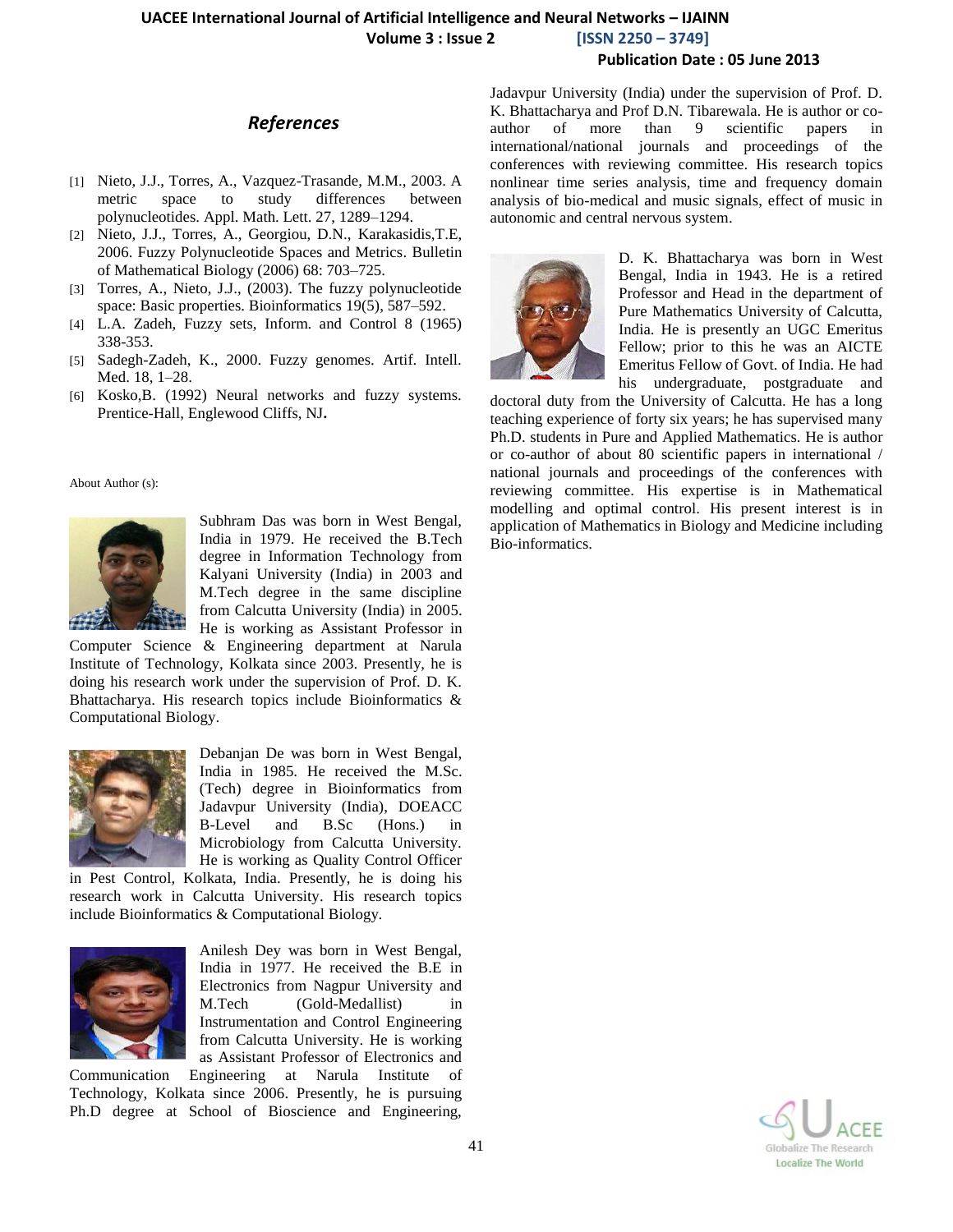## *References*

[1] Nieto, J.J., Torres, A., Vazquez-Trasande, M.M., 2003. A metric space to study differences between polynucleotides. Appl. Math. Lett. 27, 1289–1294.

[2] Nieto, J.J., Torres, A., Georgiou, D.N., Karakasidis,T.E, 2006. Fuzzy Polynucleotide Spaces and Metrics. Bulletin of Mathematical Biology (2006) 68: 703–725.

[3] Torres, A., Nieto, J.J., (2003). The fuzzy polynucleotide space: Basic properties. Bioinformatics 19(5), 587–592.

[4] L.A. Zadeh, Fuzzy sets, Inform. and Control 8 (1965) 338-353.

[5] Sadegh-Zadeh, K., 2000. Fuzzy genomes. Artif. Intell. Med. 18, 1–28.

[6] Kosko,B. (1992) Neural networks and fuzzy systems. Prentice-Hall, Englewood Cliffs, NJ.

About Author (s):

Subhram Das was born in West Bengal, India in 1979. He received the B.Tech degree in Information Technology from Kalyani University (India) in 2003 and M.Tech degree in the same discipline from Calcutta University (India) in 2005. He is working as Assistant Professor in Computer Science & Engineering department at Narula Institute of Technology, Kolkata since 2003. Presently, he is doing his research work under the supervision of Prof. D. K. Bhattacharya. His research topics include Bioinformatics & Computational Biology.

Debanjan De was born in West Bengal, India in 1985. He received the M.Sc. (Tech) degree in Bioinformatics from Jadavpur University (India), DOEACC B-Level and B.Sc (Hons.) in Microbiology from Calcutta University. He is working as Quality Control Officer in Pest Control, Kolkata, India. Presently, he is doing his research work in Calcutta University. His research topics include Bioinformatics & Computational Biology.

Anilesh Dey was born in West Bengal, India in 1977. He received the B.E in Electronics from Nagpur University and M.Tech (Gold-Medallist) in Instrumentation and Control Engineering from Calcutta University. He is working as Assistant Professor of Electronics and Communication Engineering at Narula Institute of Technology, Kolkata since 2006. Presently, he is pursuing Ph.D degree at School of Bioscience and Engineering, Jadavpur University (India) under the supervision of Prof. D. K. Bhattacharya and Prof D.N. Tibarewala. He is author or co-author of more than 9 scientific papers in international/national journals and proceedings of the conferences with reviewing committee. His research topics nonlinear time series analysis, time and frequency domain analysis of bio-medical and music signals, effect of music in autonomic and central nervous system.

D. K. Bhattacharya was born in West Bengal, India in 1943. He is a retired Professor and Head in the department of Pure Mathematics University of Calcutta, India. He is presently an UGC Emeritus Fellow; prior to this he was an AICTE Emeritus Fellow of Govt. of India. He had his undergraduate, postgraduate and doctoral duty from the University of Calcutta. He has a long teaching experience of forty six years; he has supervised many Ph.D. students in Pure and Applied Mathematics. He is author or co-author of about 80 scientific papers in international / national journals and proceedings of the conferences with reviewing committee. His expertise is in Mathematical modelling and optimal control. His present interest is in application of Mathematics in Biology and Medicine including Bio-informatics.